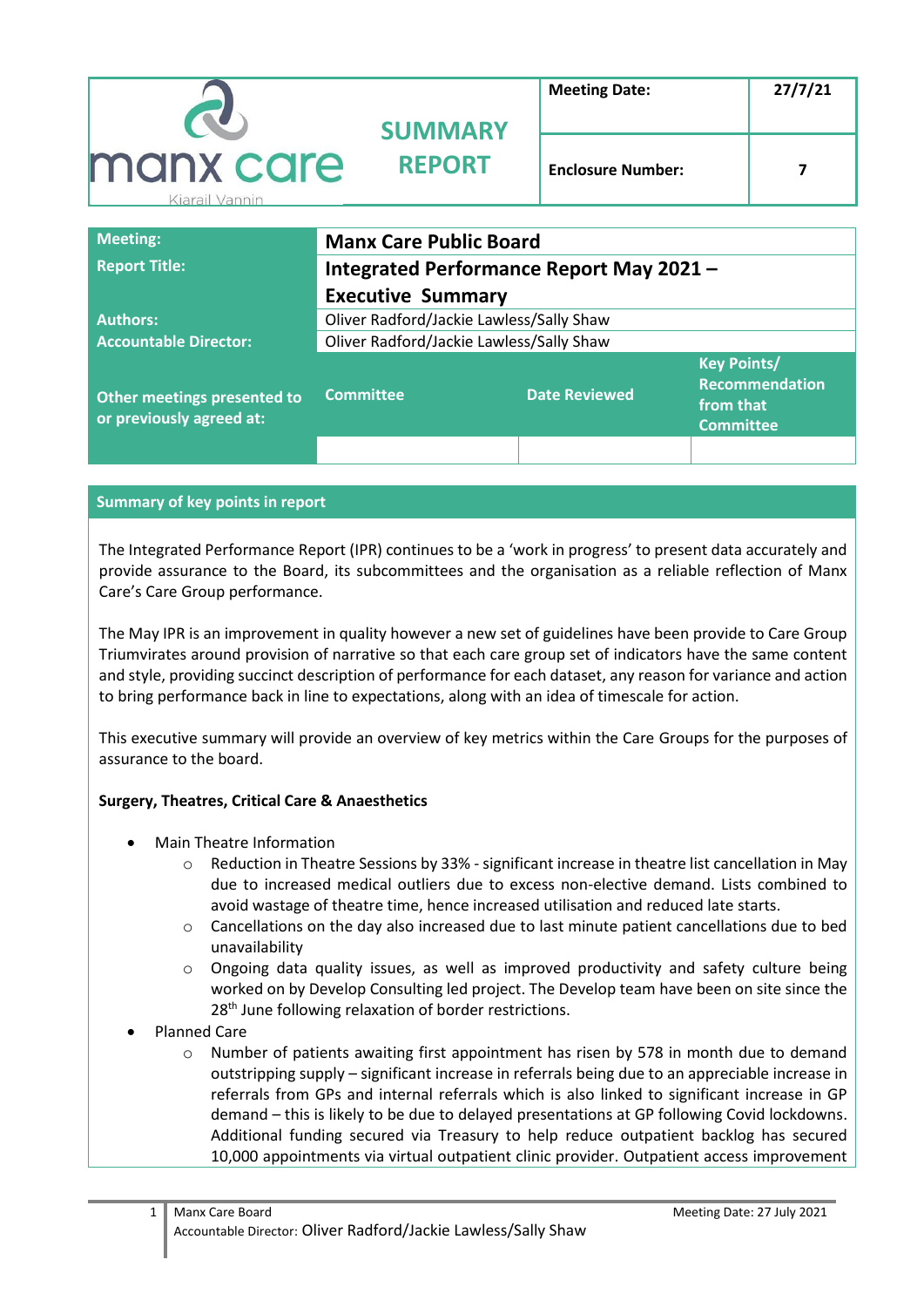manx care
Kiarail Vannin

## SUMMARY REPORT

| Meeting Date: | 27/7/21 |
|---|---|
| Enclosure Number: | 7 |

| | | | |
|---|---|---|---|
| **Meeting:** | **Manx Care Public Board** | | |
| **Report Title:** | **Integrated Performance Report May 2021 – Executive Summary** | | |
| **Authors:** | Oliver Radford/Jackie Lawless/Sally Shaw | | |
| **Accountable Director:** | Oliver Radford/Jackie Lawless/Sally Shaw | | |
| **Other meetings presented to or previously agreed at:** | **Committee** | **Date Reviewed** | **Key Points/ Recommendation from that Committee** |
| | | | |

### Summary of key points in report

The Integrated Performance Report (IPR) continues to be a 'work in progress' to present data accurately and provide assurance to the Board, its subcommittees and the organisation as a reliable reflection of Manx Care's Care Group performance.

The May IPR is an improvement in quality however a new set of guidelines have been provide to Care Group Triumvirates around provision of narrative so that each care group set of indicators have the same content and style, providing succinct description of performance for each dataset, any reason for variance and action to bring performance back in line to expectations, along with an idea of timescale for action.

This executive summary will provide an overview of key metrics within the Care Groups for the purposes of assurance to the board.

**Surgery, Theatres, Critical Care & Anaesthetics**

- Main Theatre Information
  - Reduction in Theatre Sessions by 33% - significant increase in theatre list cancellation in May due to increased medical outliers due to excess non-elective demand. Lists combined to avoid wastage of theatre time, hence increased utilisation and reduced late starts.
  - Cancellations on the day also increased due to last minute patient cancellations due to bed unavailability
  - Ongoing data quality issues, as well as improved productivity and safety culture being worked on by Develop Consulting led project. The Develop team have been on site since the 28th June following relaxation of border restrictions.
- Planned Care
  - Number of patients awaiting first appointment has risen by 578 in month due to demand outstripping supply – significant increase in referrals being due to an appreciable increase in referrals from GPs and internal referrals which is also linked to significant increase in GP demand – this is likely to be due to delayed presentations at GP following Covid lockdowns. Additional funding secured via Treasury to help reduce outpatient backlog has secured 10,000 appointments via virtual outpatient clinic provider. Outpatient access improvement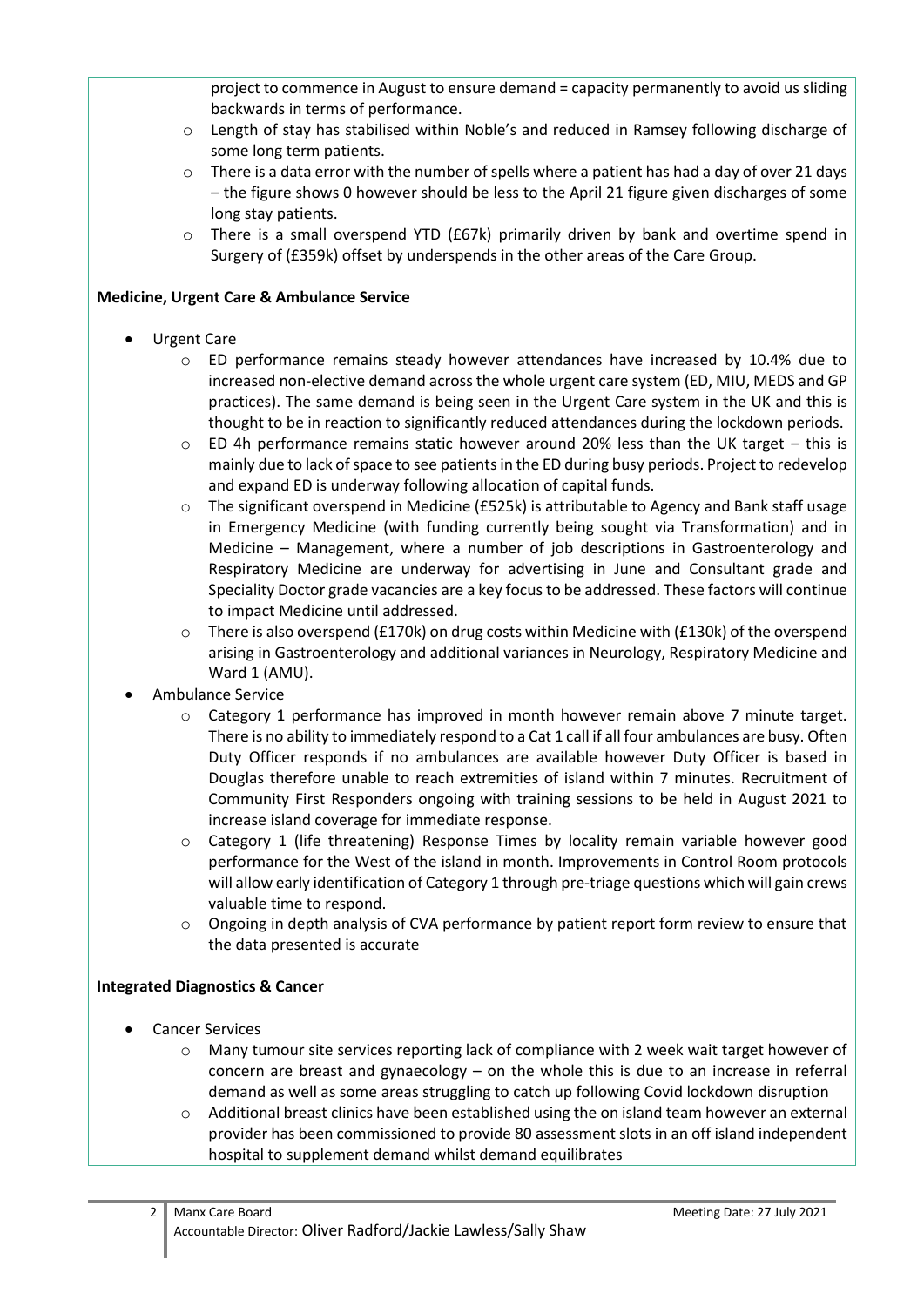project to commence in August to ensure demand = capacity permanently to avoid us sliding backwards in terms of performance.

- Length of stay has stabilised within Noble's and reduced in Ramsey following discharge of some long term patients.
- There is a data error with the number of spells where a patient has had a day of over 21 days – the figure shows 0 however should be less to the April 21 figure given discharges of some long stay patients.
- There is a small overspend YTD (£67k) primarily driven by bank and overtime spend in Surgery of (£359k) offset by underspends in the other areas of the Care Group.

**Medicine, Urgent Care & Ambulance Service**

- Urgent Care
  - ED performance remains steady however attendances have increased by 10.4% due to increased non-elective demand across the whole urgent care system (ED, MIU, MEDS and GP practices). The same demand is being seen in the Urgent Care system in the UK and this is thought to be in reaction to significantly reduced attendances during the lockdown periods.
  - ED 4h performance remains static however around 20% less than the UK target – this is mainly due to lack of space to see patients in the ED during busy periods. Project to redevelop and expand ED is underway following allocation of capital funds.
  - The significant overspend in Medicine (£525k) is attributable to Agency and Bank staff usage in Emergency Medicine (with funding currently being sought via Transformation) and in Medicine – Management, where a number of job descriptions in Gastroenterology and Respiratory Medicine are underway for advertising in June and Consultant grade and Speciality Doctor grade vacancies are a key focus to be addressed. These factors will continue to impact Medicine until addressed.
  - There is also overspend (£170k) on drug costs within Medicine with (£130k) of the overspend arising in Gastroenterology and additional variances in Neurology, Respiratory Medicine and Ward 1 (AMU).
- Ambulance Service
  - Category 1 performance has improved in month however remain above 7 minute target. There is no ability to immediately respond to a Cat 1 call if all four ambulances are busy. Often Duty Officer responds if no ambulances are available however Duty Officer is based in Douglas therefore unable to reach extremities of island within 7 minutes. Recruitment of Community First Responders ongoing with training sessions to be held in August 2021 to increase island coverage for immediate response.
  - Category 1 (life threatening) Response Times by locality remain variable however good performance for the West of the island in month. Improvements in Control Room protocols will allow early identification of Category 1 through pre-triage questions which will gain crews valuable time to respond.
  - Ongoing in depth analysis of CVA performance by patient report form review to ensure that the data presented is accurate

**Integrated Diagnostics & Cancer**

- Cancer Services
  - Many tumour site services reporting lack of compliance with 2 week wait target however of concern are breast and gynaecology – on the whole this is due to an increase in referral demand as well as some areas struggling to catch up following Covid lockdown disruption
  - Additional breast clinics have been established using the on island team however an external provider has been commissioned to provide 80 assessment slots in an off island independent hospital to supplement demand whilst demand equilibrates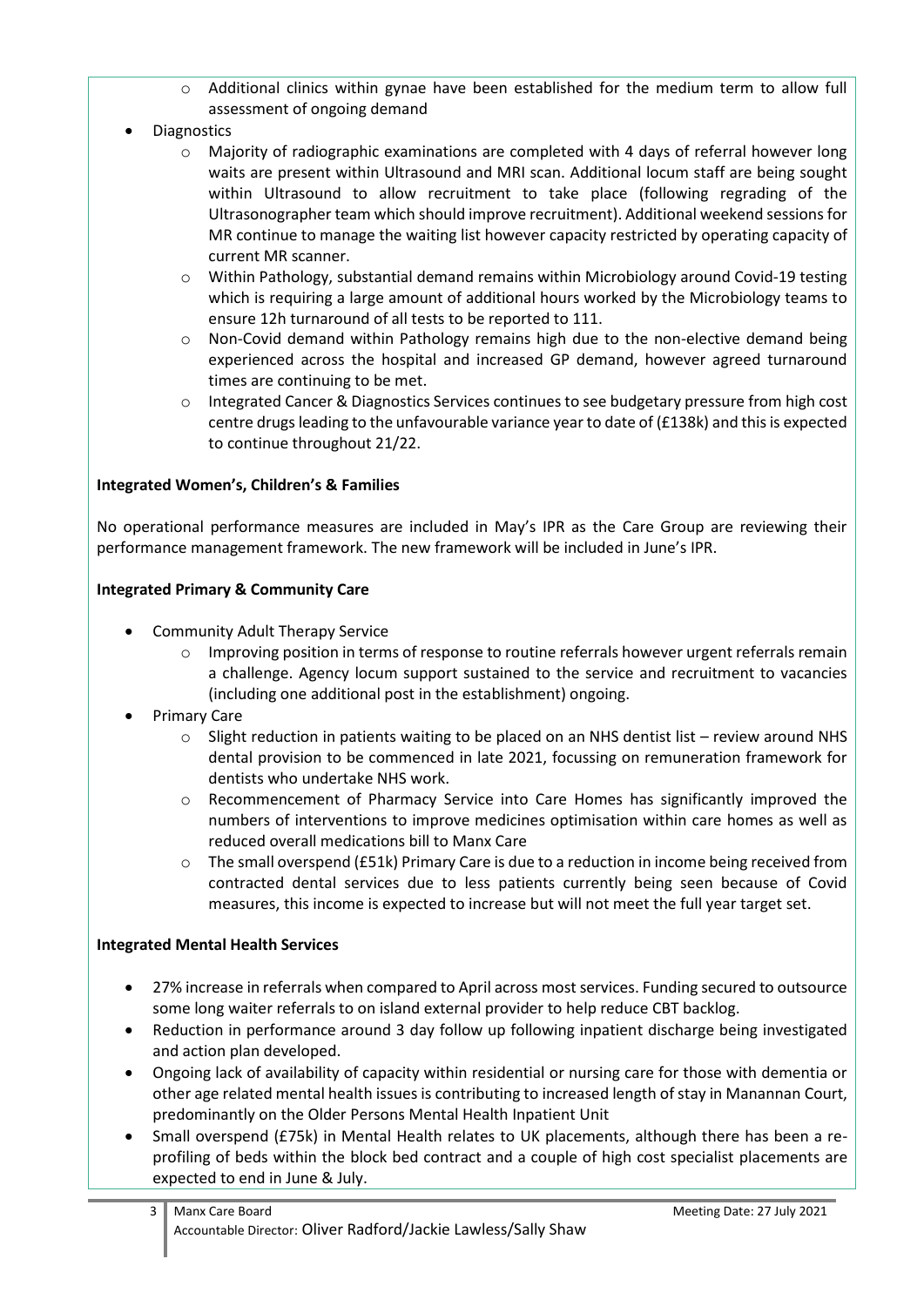- Additional clinics within gynae have been established for the medium term to allow full assessment of ongoing demand
- Diagnostics
  - Majority of radiographic examinations are completed with 4 days of referral however long waits are present within Ultrasound and MRI scan. Additional locum staff are being sought within Ultrasound to allow recruitment to take place (following regrading of the Ultrasonographer team which should improve recruitment). Additional weekend sessions for MR continue to manage the waiting list however capacity restricted by operating capacity of current MR scanner.
  - Within Pathology, substantial demand remains within Microbiology around Covid-19 testing which is requiring a large amount of additional hours worked by the Microbiology teams to ensure 12h turnaround of all tests to be reported to 111.
  - Non-Covid demand within Pathology remains high due to the non-elective demand being experienced across the hospital and increased GP demand, however agreed turnaround times are continuing to be met.
  - Integrated Cancer & Diagnostics Services continues to see budgetary pressure from high cost centre drugs leading to the unfavourable variance year to date of (£138k) and this is expected to continue throughout 21/22.

**Integrated Women's, Children's & Families**

No operational performance measures are included in May's IPR as the Care Group are reviewing their performance management framework. The new framework will be included in June's IPR.

**Integrated Primary & Community Care**

- Community Adult Therapy Service
  - Improving position in terms of response to routine referrals however urgent referrals remain a challenge. Agency locum support sustained to the service and recruitment to vacancies (including one additional post in the establishment) ongoing.
- Primary Care
  - Slight reduction in patients waiting to be placed on an NHS dentist list – review around NHS dental provision to be commenced in late 2021, focussing on remuneration framework for dentists who undertake NHS work.
  - Recommencement of Pharmacy Service into Care Homes has significantly improved the numbers of interventions to improve medicines optimisation within care homes as well as reduced overall medications bill to Manx Care
  - The small overspend (£51k) Primary Care is due to a reduction in income being received from contracted dental services due to less patients currently being seen because of Covid measures, this income is expected to increase but will not meet the full year target set.

**Integrated Mental Health Services**

- 27% increase in referrals when compared to April across most services. Funding secured to outsource some long waiter referrals to on island external provider to help reduce CBT backlog.
- Reduction in performance around 3 day follow up following inpatient discharge being investigated and action plan developed.
- Ongoing lack of availability of capacity within residential or nursing care for those with dementia or other age related mental health issues is contributing to increased length of stay in Manannan Court, predominantly on the Older Persons Mental Health Inpatient Unit
- Small overspend (£75k) in Mental Health relates to UK placements, although there has been a re-profiling of beds within the block bed contract and a couple of high cost specialist placements are expected to end in June & July.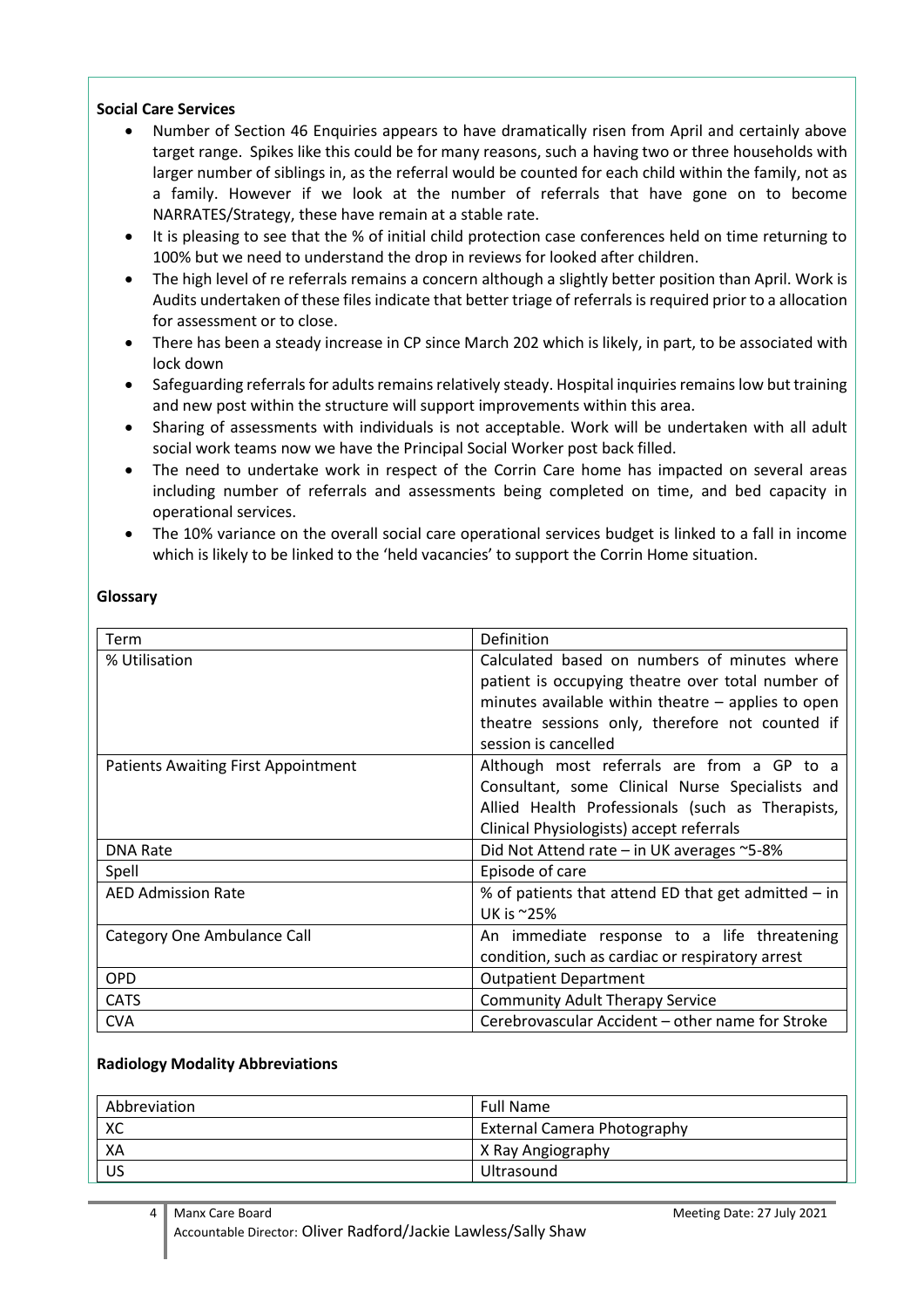**Social Care Services**

- Number of Section 46 Enquiries appears to have dramatically risen from April and certainly above target range. Spikes like this could be for many reasons, such a having two or three households with larger number of siblings in, as the referral would be counted for each child within the family, not as a family. However if we look at the number of referrals that have gone on to become NARRATES/Strategy, these have remain at a stable rate.
- It is pleasing to see that the % of initial child protection case conferences held on time returning to 100% but we need to understand the drop in reviews for looked after children.
- The high level of re referrals remains a concern although a slightly better position than April. Work is Audits undertaken of these files indicate that better triage of referrals is required prior to a allocation for assessment or to close.
- There has been a steady increase in CP since March 202 which is likely, in part, to be associated with lock down
- Safeguarding referrals for adults remains relatively steady. Hospital inquiries remains low but training and new post within the structure will support improvements within this area.
- Sharing of assessments with individuals is not acceptable. Work will be undertaken with all adult social work teams now we have the Principal Social Worker post back filled.
- The need to undertake work in respect of the Corrin Care home has impacted on several areas including number of referrals and assessments being completed on time, and bed capacity in operational services.
- The 10% variance on the overall social care operational services budget is linked to a fall in income which is likely to be linked to the 'held vacancies' to support the Corrin Home situation.

**Glossary**

| Term | Definition |
|---|---|
| % Utilisation | Calculated based on numbers of minutes where patient is occupying theatre over total number of minutes available within theatre – applies to open theatre sessions only, therefore not counted if session is cancelled |
| Patients Awaiting First Appointment | Although most referrals are from a GP to a Consultant, some Clinical Nurse Specialists and Allied Health Professionals (such as Therapists, Clinical Physiologists) accept referrals |
| DNA Rate | Did Not Attend rate – in UK averages ~5-8% |
| Spell | Episode of care |
| AED Admission Rate | % of patients that attend ED that get admitted – in UK is ~25% |
| Category One Ambulance Call | An immediate response to a life threatening condition, such as cardiac or respiratory arrest |
| OPD | Outpatient Department |
| CATS | Community Adult Therapy Service |
| CVA | Cerebrovascular Accident – other name for Stroke |

**Radiology Modality Abbreviations**

| Abbreviation | Full Name |
|---|---|
| XC | External Camera Photography |
| XA | X Ray Angiography |
| US | Ultrasound |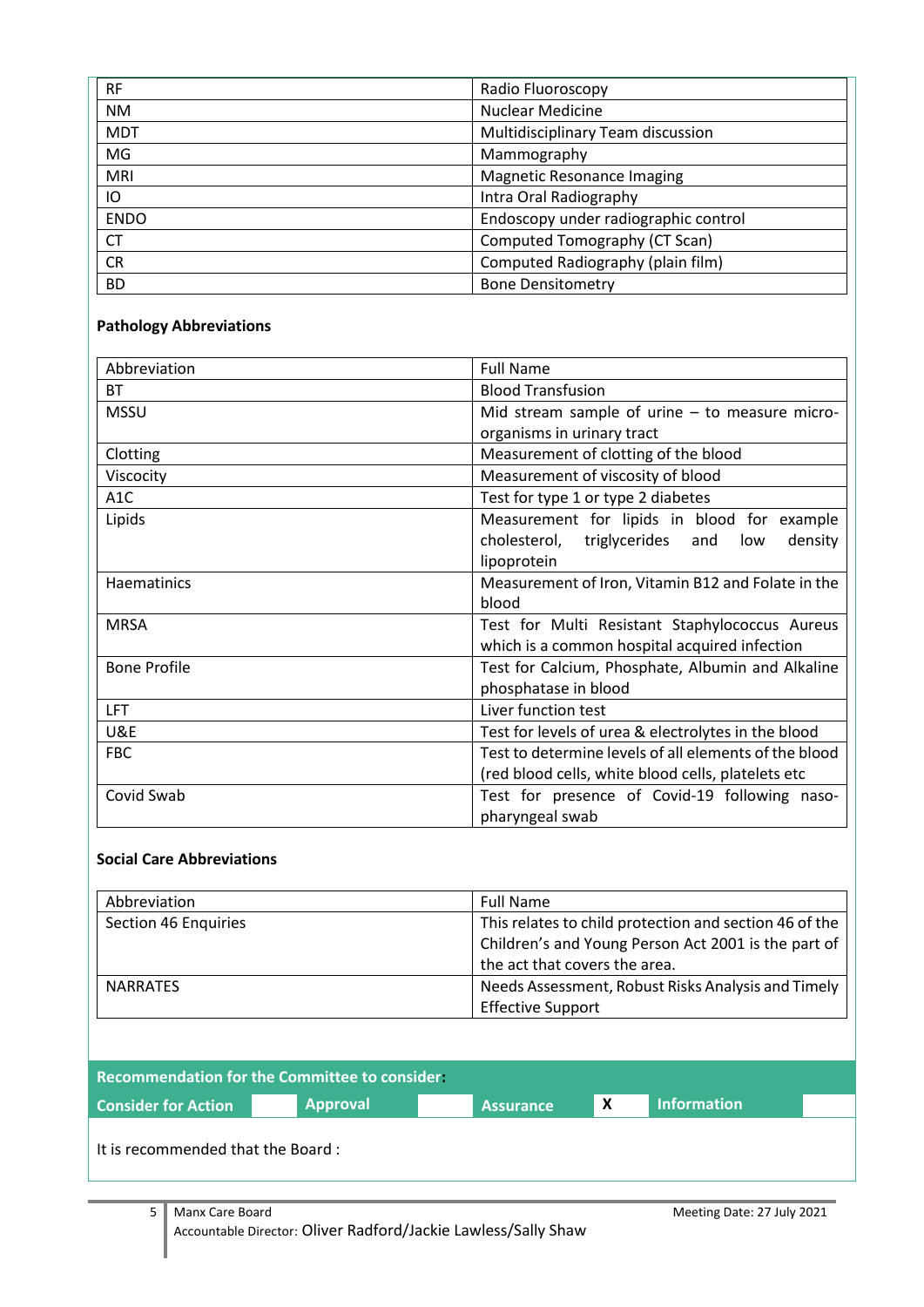| | |
|---|---|
| RF | Radio Fluoroscopy |
| NM | Nuclear Medicine |
| MDT | Multidisciplinary Team discussion |
| MG | Mammography |
| MRI | Magnetic Resonance Imaging |
| IO | Intra Oral Radiography |
| ENDO | Endoscopy under radiographic control |
| CT | Computed Tomography (CT Scan) |
| CR | Computed Radiography (plain film) |
| BD | Bone Densitometry |

**Pathology Abbreviations**

| Abbreviation | Full Name |
|---|---|
| BT | Blood Transfusion |
| MSSU | Mid stream sample of urine – to measure micro-organisms in urinary tract |
| Clotting | Measurement of clotting of the blood |
| Viscocity | Measurement of viscosity of blood |
| A1C | Test for type 1 or type 2 diabetes |
| Lipids | Measurement for lipids in blood for example cholesterol, triglycerides and low density lipoprotein |
| Haematinics | Measurement of Iron, Vitamin B12 and Folate in the blood |
| MRSA | Test for Multi Resistant Staphylococcus Aureus which is a common hospital acquired infection |
| Bone Profile | Test for Calcium, Phosphate, Albumin and Alkaline phosphatase in blood |
| LFT | Liver function test |
| U&E | Test for levels of urea & electrolytes in the blood |
| FBC | Test to determine levels of all elements of the blood (red blood cells, white blood cells, platelets etc |
| Covid Swab | Test for presence of Covid-19 following naso-pharyngeal swab |

**Social Care Abbreviations**

| Abbreviation | Full Name |
|---|---|
| Section 46 Enquiries | This relates to child protection and section 46 of the Children's and Young Person Act 2001 is the part of the act that covers the area. |
| NARRATES | Needs Assessment, Robust Risks Analysis and Timely Effective Support |

**Recommendation for the Committee to consider:**

| Consider for Action | | Approval | | Assurance | X | Information | |
|---|---|---|---|---|---|---|---|

It is recommended that the Board :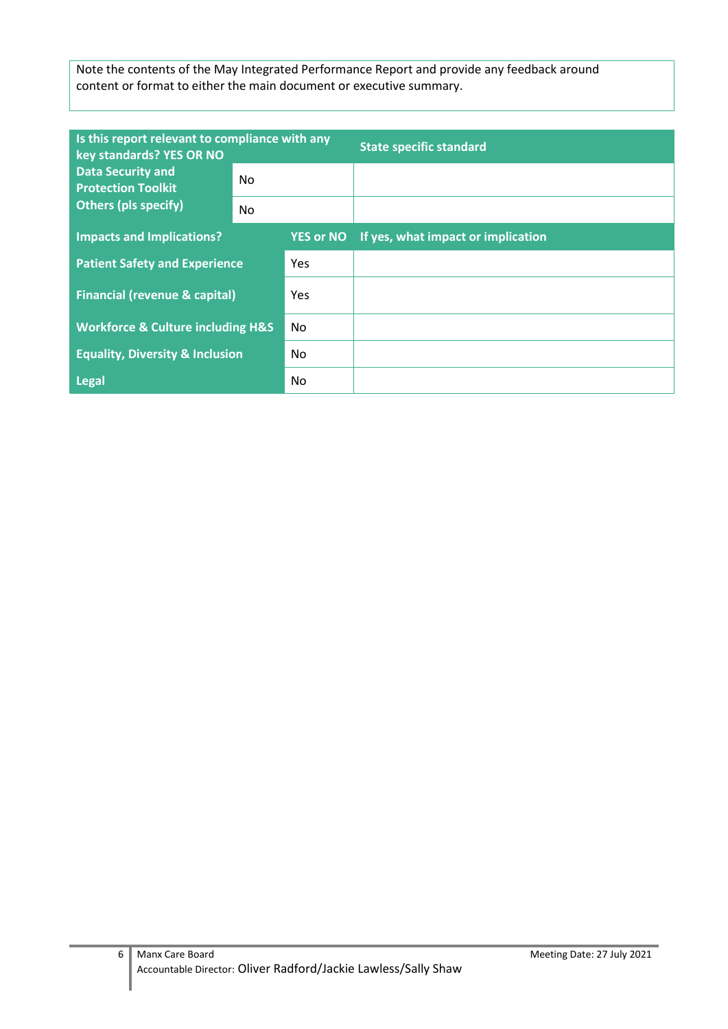Note the contents of the May Integrated Performance Report and provide any feedback around content or format to either the main document or executive summary.

| Is this report relevant to compliance with any key standards? YES OR NO | | State specific standard |
|---|---|---|
| Data Security and Protection Toolkit | No | |
| Others (pls specify) | No | |

| Impacts and Implications? | YES or NO | If yes, what impact or implication |
|---|---|---|
| Patient Safety and Experience | Yes | |
| Financial (revenue & capital) | Yes | |
| Workforce & Culture including H&S | No | |
| Equality, Diversity & Inclusion | No | |
| Legal | No | |